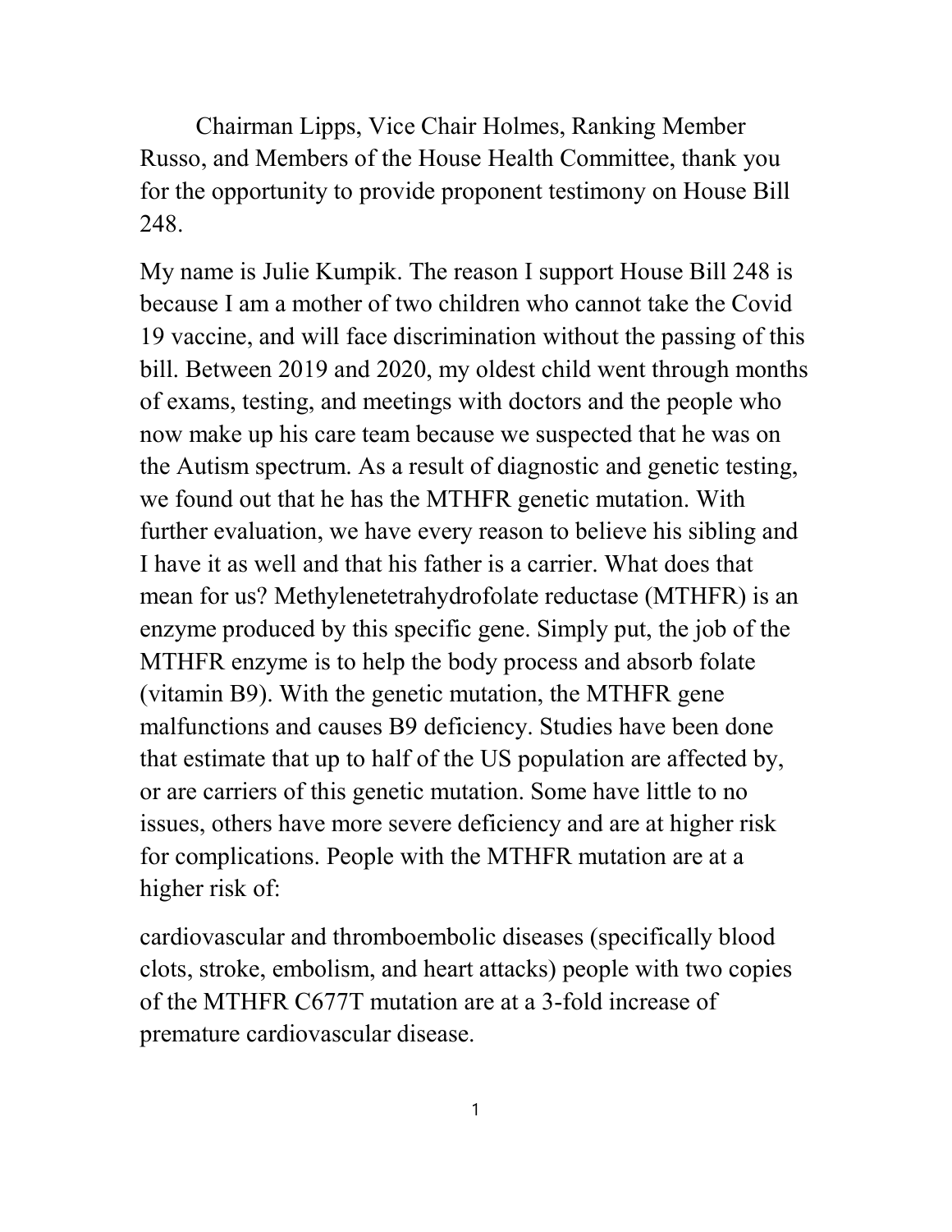Chairman Lipps, Vice Chair Holmes, Ranking Member Russo, and Members of the House Health Committee, thank you for the opportunity to provide proponent testimony on House Bill 248.

My name is Julie Kumpik. The reason I support House Bill 248 is because I am a mother of two children who cannot take the Covid 19 vaccine, and will face discrimination without the passing of this bill. Between 2019 and 2020, my oldest child went through months of exams, testing, and meetings with doctors and the people who now make up his care team because we suspected that he was on the Autism spectrum. As a result of diagnostic and genetic testing, we found out that he has the MTHFR genetic mutation. With further evaluation, we have every reason to believe his sibling and I have it as well and that his father is a carrier. What does that mean for us? Methylenetetrahydrofolate reductase (MTHFR) is an enzyme produced by this specific gene. Simply put, the job of the MTHFR enzyme is to help the body process and absorb folate (vitamin B9). With the genetic mutation, the MTHFR gene malfunctions and causes B9 deficiency. Studies have been done that estimate that up to half of the US population are affected by, or are carriers of this genetic mutation. Some have little to no issues, others have more severe deficiency and are at higher risk for complications. People with the MTHFR mutation are at a higher risk of:

cardiovascular and thromboembolic diseases (specifically blood clots, stroke, embolism, and heart attacks) people with two copies of the MTHFR C677T mutation are at a 3-fold increase of premature cardiovascular disease.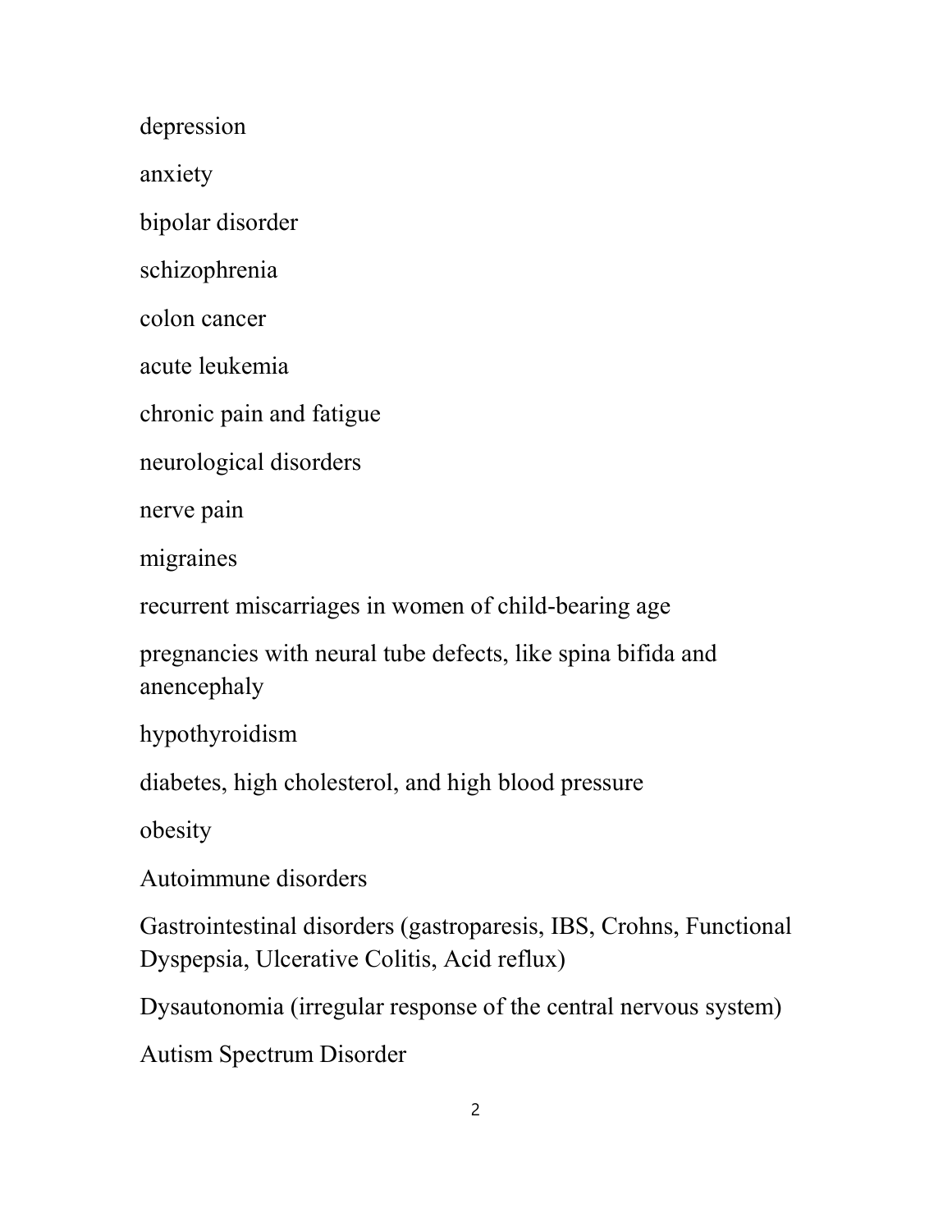depression

anxiety

bipolar disorder

schizophrenia

colon cancer

acute leukemia

chronic pain and fatigue

neurological disorders

nerve pain

migraines

recurrent miscarriages in women of child-bearing age

pregnancies with neural tube defects, like spina bifida and anencephaly

hypothyroidism

diabetes, high cholesterol, and high blood pressure

obesity

Autoimmune disorders

Gastrointestinal disorders (gastroparesis, IBS, Crohns, Functional Dyspepsia, Ulcerative Colitis, Acid reflux)

Dysautonomia (irregular response of the central nervous system)

Autism Spectrum Disorder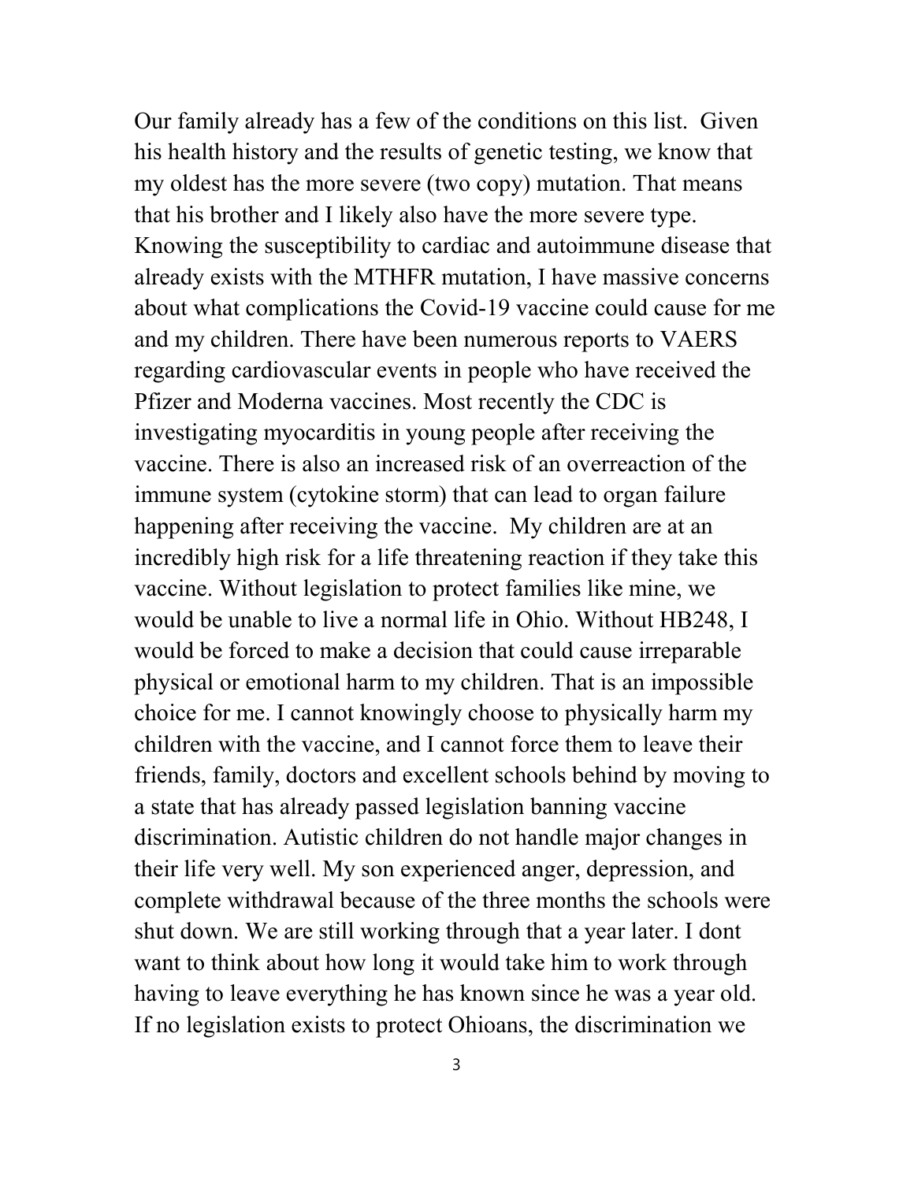Our family already has a few of the conditions on this list. Given his health history and the results of genetic testing, we know that my oldest has the more severe (two copy) mutation. That means that his brother and I likely also have the more severe type. Knowing the susceptibility to cardiac and autoimmune disease that already exists with the MTHFR mutation, I have massive concerns about what complications the Covid-19 vaccine could cause for me and my children. There have been numerous reports to VAERS regarding cardiovascular events in people who have received the Pfizer and Moderna vaccines. Most recently the CDC is investigating myocarditis in young people after receiving the vaccine. There is also an increased risk of an overreaction of the immune system (cytokine storm) that can lead to organ failure happening after receiving the vaccine. My children are at an incredibly high risk for a life threatening reaction if they take this vaccine. Without legislation to protect families like mine, we would be unable to live a normal life in Ohio. Without HB248, I would be forced to make a decision that could cause irreparable physical or emotional harm to my children. That is an impossible choice for me. I cannot knowingly choose to physically harm my children with the vaccine, and I cannot force them to leave their friends, family, doctors and excellent schools behind by moving to a state that has already passed legislation banning vaccine discrimination. Autistic children do not handle major changes in their life very well. My son experienced anger, depression, and complete withdrawal because of the three months the schools were shut down. We are still working through that a year later. I dont want to think about how long it would take him to work through having to leave everything he has known since he was a year old. If no legislation exists to protect Ohioans, the discrimination we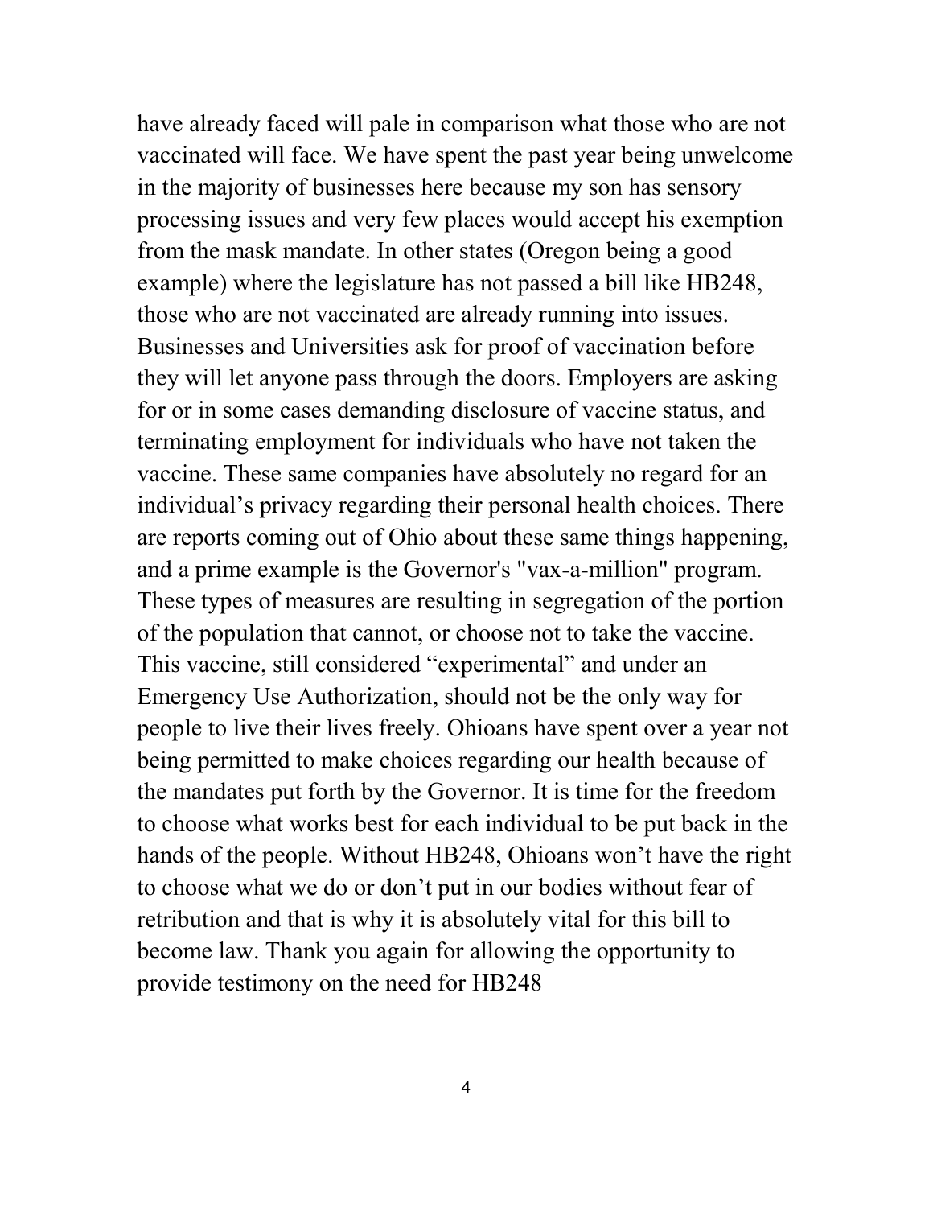have already faced will pale in comparison what those who are not vaccinated will face. We have spent the past year being unwelcome in the majority of businesses here because my son has sensory processing issues and very few places would accept his exemption from the mask mandate. In other states (Oregon being a good example) where the legislature has not passed a bill like HB248, those who are not vaccinated are already running into issues. Businesses and Universities ask for proof of vaccination before they will let anyone pass through the doors. Employers are asking for or in some cases demanding disclosure of vaccine status, and terminating employment for individuals who have not taken the vaccine. These same companies have absolutely no regard for an individual's privacy regarding their personal health choices. There are reports coming out of Ohio about these same things happening, and a prime example is the Governor's "vax-a-million" program. These types of measures are resulting in segregation of the portion of the population that cannot, or choose not to take the vaccine. This vaccine, still considered "experimental" and under an Emergency Use Authorization, should not be the only way for people to live their lives freely. Ohioans have spent over a year not being permitted to make choices regarding our health because of the mandates put forth by the Governor. It is time for the freedom to choose what works best for each individual to be put back in the hands of the people. Without HB248, Ohioans won't have the right to choose what we do or don't put in our bodies without fear of retribution and that is why it is absolutely vital for this bill to become law. Thank you again for allowing the opportunity to provide testimony on the need for HB248